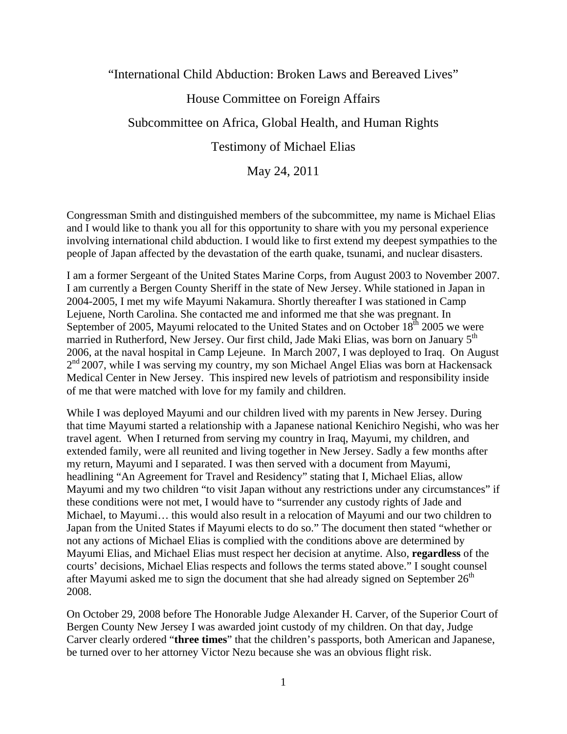# "International Child Abduction: Broken Laws and Bereaved Lives"

## House Committee on Foreign Affairs

## Subcommittee on Africa, Global Health, and Human Rights

## Testimony of Michael Elias

## May 24, 2011

Congressman Smith and distinguished members of the subcommittee, my name is Michael Elias and I would like to thank you all for this opportunity to share with you my personal experience involving international child abduction. I would like to first extend my deepest sympathies to the people of Japan affected by the devastation of the earth quake, tsunami, and nuclear disasters.

I am a former Sergeant of the United States Marine Corps, from August 2003 to November 2007. I am currently a Bergen County Sheriff in the state of New Jersey. While stationed in Japan in 2004-2005, I met my wife Mayumi Nakamura. Shortly thereafter I was stationed in Camp Lejuene, North Carolina. She contacted me and informed me that she was pregnant. In September of 2005, Mayumi relocated to the United States and on October 18th 2005 we were married in Rutherford, New Jersey. Our first child, Jade Maki Elias, was born on January 5th 2006, at the naval hospital in Camp Lejeune. In March 2007, I was deployed to Iraq. On August 2nd 2007, while I was serving my country, my son Michael Angel Elias was born at Hackensack Medical Center in New Jersey. This inspired new levels of patriotism and responsibility inside of me that were matched with love for my family and children.

While I was deployed Mayumi and our children lived with my parents in New Jersey. During that time Mayumi started a relationship with a Japanese national Kenichiro Negishi, who was her travel agent. When I returned from serving my country in Iraq, Mayumi, my children, and extended family, were all reunited and living together in New Jersey. Sadly a few months after my return, Mayumi and I separated. I was then served with a document from Mayumi, headlining "An Agreement for Travel and Residency" stating that I, Michael Elias, allow Mayumi and my two children "to visit Japan without any restrictions under any circumstances" if these conditions were not met, I would have to "surrender any custody rights of Jade and Michael, to Mayumi… this would also result in a relocation of Mayumi and our two children to Japan from the United States if Mayumi elects to do so." The document then stated "whether or not any actions of Michael Elias is complied with the conditions above are determined by Mayumi Elias, and Michael Elias must respect her decision at anytime. Also, **regardless** of the courts' decisions, Michael Elias respects and follows the terms stated above." I sought counsel after Mayumi asked me to sign the document that she had already signed on September 26th 2008.

On October 29, 2008 before The Honorable Judge Alexander H. Carver, of the Superior Court of Bergen County New Jersey I was awarded joint custody of my children. On that day, Judge Carver clearly ordered "**three times**" that the children's passports, both American and Japanese, be turned over to her attorney Victor Nezu because she was an obvious flight risk.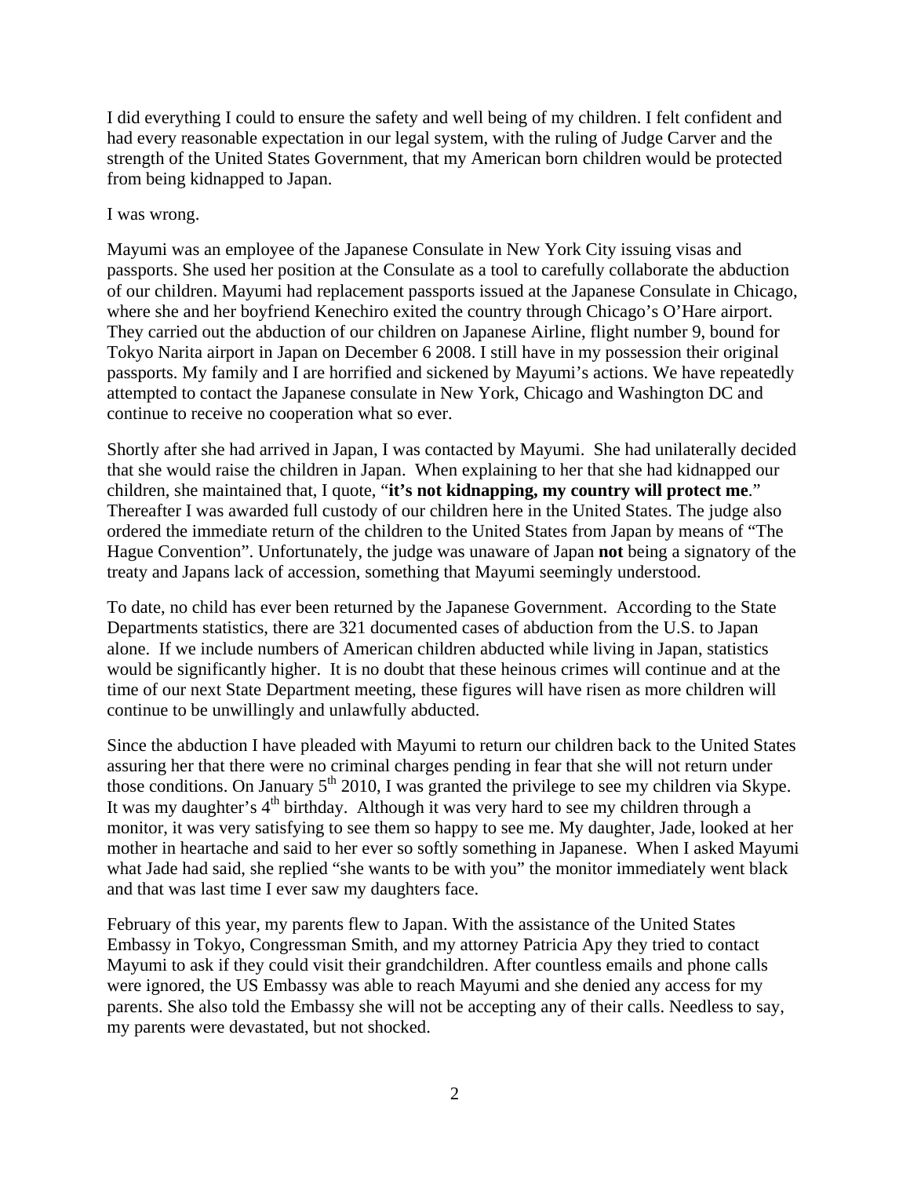I did everything I could to ensure the safety and well being of my children. I felt confident and had every reasonable expectation in our legal system, with the ruling of Judge Carver and the strength of the United States Government, that my American born children would be protected from being kidnapped to Japan.

I was wrong.

Mayumi was an employee of the Japanese Consulate in New York City issuing visas and passports. She used her position at the Consulate as a tool to carefully collaborate the abduction of our children. Mayumi had replacement passports issued at the Japanese Consulate in Chicago, where she and her boyfriend Kenechiro exited the country through Chicago's O'Hare airport. They carried out the abduction of our children on Japanese Airline, flight number 9, bound for Tokyo Narita airport in Japan on December 6 2008. I still have in my possession their original passports. My family and I are horrified and sickened by Mayumi's actions. We have repeatedly attempted to contact the Japanese consulate in New York, Chicago and Washington DC and continue to receive no cooperation what so ever.

Shortly after she had arrived in Japan, I was contacted by Mayumi. She had unilaterally decided that she would raise the children in Japan. When explaining to her that she had kidnapped our children, she maintained that, I quote, "**it's not kidnapping, my country will protect me**." Thereafter I was awarded full custody of our children here in the United States. The judge also ordered the immediate return of the children to the United States from Japan by means of "The Hague Convention". Unfortunately, the judge was unaware of Japan **not** being a signatory of the treaty and Japans lack of accession, something that Mayumi seemingly understood.

To date, no child has ever been returned by the Japanese Government. According to the State Departments statistics, there are 321 documented cases of abduction from the U.S. to Japan alone. If we include numbers of American children abducted while living in Japan, statistics would be significantly higher. It is no doubt that these heinous crimes will continue and at the time of our next State Department meeting, these figures will have risen as more children will continue to be unwillingly and unlawfully abducted.

Since the abduction I have pleaded with Mayumi to return our children back to the United States assuring her that there were no criminal charges pending in fear that she will not return under those conditions. On January 5th 2010, I was granted the privilege to see my children via Skype. It was my daughter's 4th birthday. Although it was very hard to see my children through a monitor, it was very satisfying to see them so happy to see me. My daughter, Jade, looked at her mother in heartache and said to her ever so softly something in Japanese. When I asked Mayumi what Jade had said, she replied "she wants to be with you" the monitor immediately went black and that was last time I ever saw my daughters face.

February of this year, my parents flew to Japan. With the assistance of the United States Embassy in Tokyo, Congressman Smith, and my attorney Patricia Apy they tried to contact Mayumi to ask if they could visit their grandchildren. After countless emails and phone calls were ignored, the US Embassy was able to reach Mayumi and she denied any access for my parents. She also told the Embassy she will not be accepting any of their calls. Needless to say, my parents were devastated, but not shocked.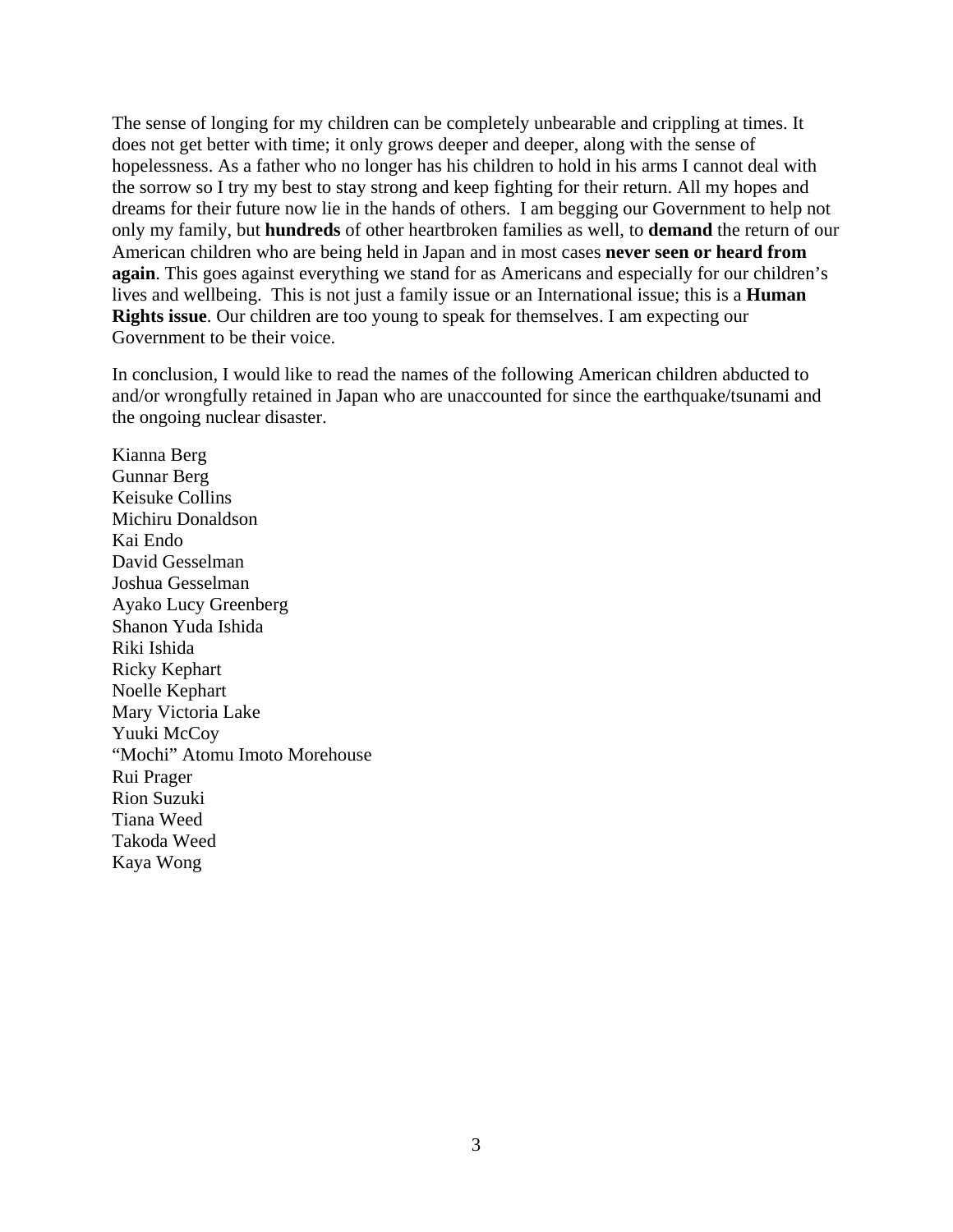The sense of longing for my children can be completely unbearable and crippling at times. It does not get better with time; it only grows deeper and deeper, along with the sense of hopelessness. As a father who no longer has his children to hold in his arms I cannot deal with the sorrow so I try my best to stay strong and keep fighting for their return. All my hopes and dreams for their future now lie in the hands of others. I am begging our Government to help not only my family, but **hundreds** of other heartbroken families as well, to **demand** the return of our American children who are being held in Japan and in most cases **never seen or heard from again**. This goes against everything we stand for as Americans and especially for our children's lives and wellbeing. This is not just a family issue or an International issue; this is a **Human Rights issue**. Our children are too young to speak for themselves. I am expecting our Government to be their voice.

In conclusion, I would like to read the names of the following American children abducted to and/or wrongfully retained in Japan who are unaccounted for since the earthquake/tsunami and the ongoing nuclear disaster.

Kianna Berg
Gunnar Berg
Keisuke Collins
Michiru Donaldson
Kai Endo
David Gesselman
Joshua Gesselman
Ayako Lucy Greenberg
Shanon Yuda Ishida
Riki Ishida
Ricky Kephart
Noelle Kephart
Mary Victoria Lake
Yuuki McCoy
"Mochi" Atomu Imoto Morehouse
Rui Prager
Rion Suzuki
Tiana Weed
Takoda Weed
Kaya Wong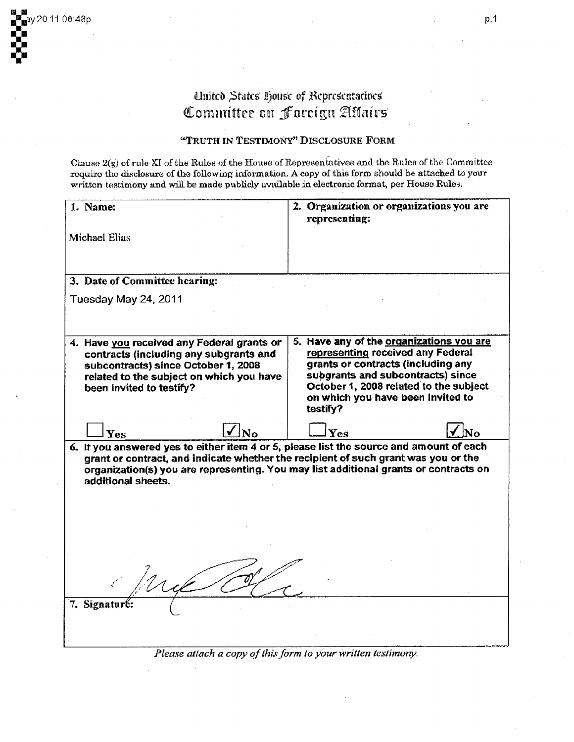# United States House of Representatives
## Committee on Foreign Affairs

### "TRUTH IN TESTIMONY" DISCLOSURE FORM

Clause 2(g) of rule XI of the Rules of the House of Representatives and the Rules of the Committee require the disclosure of the following information. A copy of this form should be attached to your written testimony and will be made publicly available in electronic format, per House Rules.

| | |
|---|---|
| **1. Name:** Michael Elias | **2. Organization or organizations you are representing:** |
| **3. Date of Committee hearing:** Tuesday May 24, 2011 | |
| **4. Have you received any Federal grants or contracts (including any subgrants and subcontracts) since October 1, 2008 related to the subject on which you have been invited to testify?** ☐ Yes ☑ No | **5. Have any of the organizations you are representing received any Federal grants or contracts (including any subgrants and subcontracts) since October 1, 2008 related to the subject on which you have been invited to testify?** ☐ Yes ☑ No |
| **6. If you answered yes to either item 4 or 5, please list the source and amount of each grant or contract, and indicate whether the recipient of such grant was you or the organization(s) you are representing. You may list additional grants or contracts on additional sheets.** | |
| **7. Signature:** | |

*Please attach a copy of this form to your written testimony.*